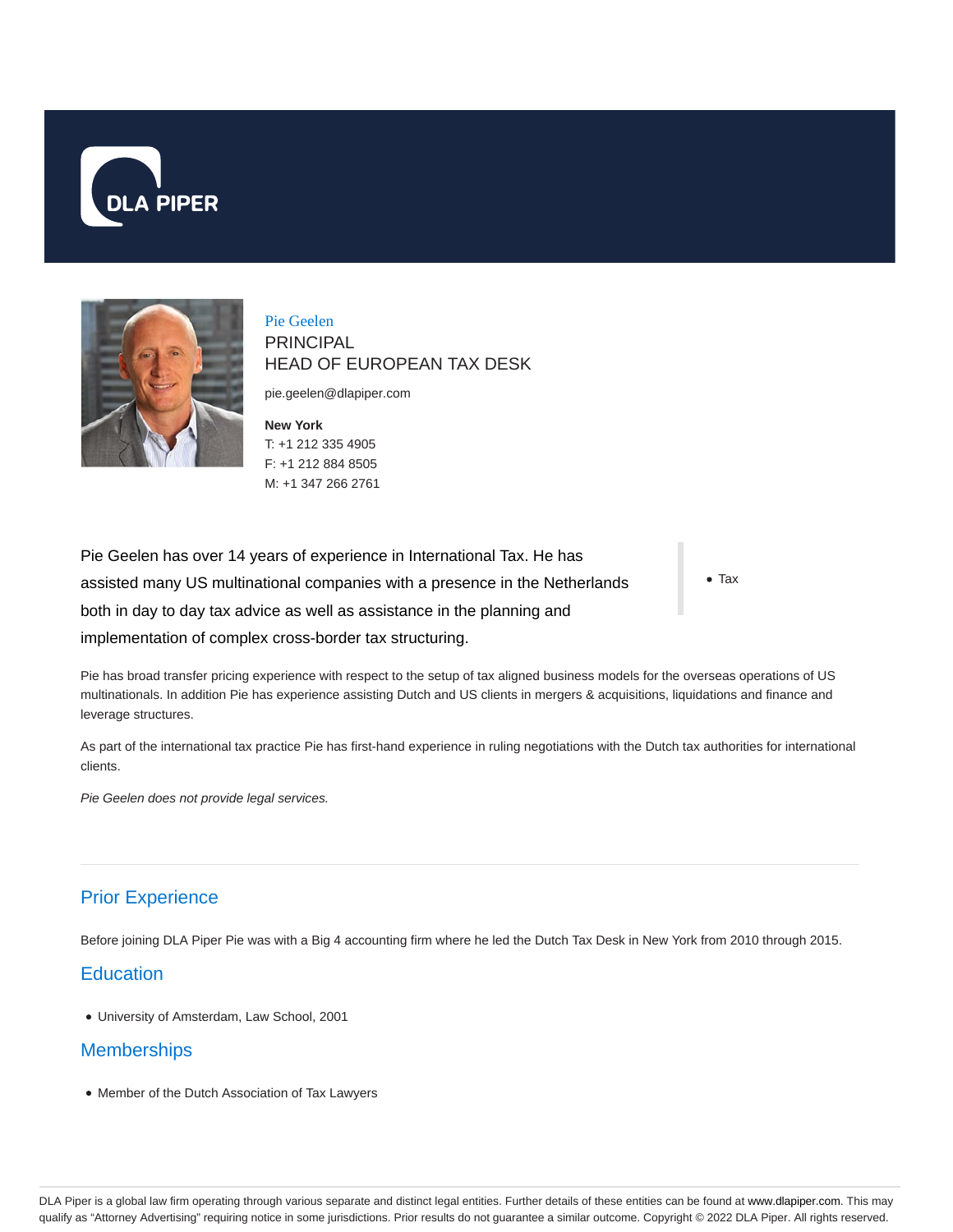DLA PIPER

# Pie Geelen

PRINCIPAL
HEAD OF EUROPEAN TAX DESK

pie.geelen@dlapiper.com

**New York**
T: +1 212 335 4905
F: +1 212 884 8505
M: +1 347 266 2761

Pie Geelen has over 14 years of experience in International Tax. He has assisted many US multinational companies with a presence in the Netherlands both in day to day tax advice as well as assistance in the planning and implementation of complex cross-border tax structuring.

- Tax

Pie has broad transfer pricing experience with respect to the setup of tax aligned business models for the overseas operations of US multinationals. In addition Pie has experience assisting Dutch and US clients in mergers & acquisitions, liquidations and finance and leverage structures.

As part of the international tax practice Pie has first-hand experience in ruling negotiations with the Dutch tax authorities for international clients.

*Pie Geelen does not provide legal services.*

## Prior Experience

Before joining DLA Piper Pie was with a Big 4 accounting firm where he led the Dutch Tax Desk in New York from 2010 through 2015.

## Education

- University of Amsterdam, Law School, 2001

## Memberships

- Member of the Dutch Association of Tax Lawyers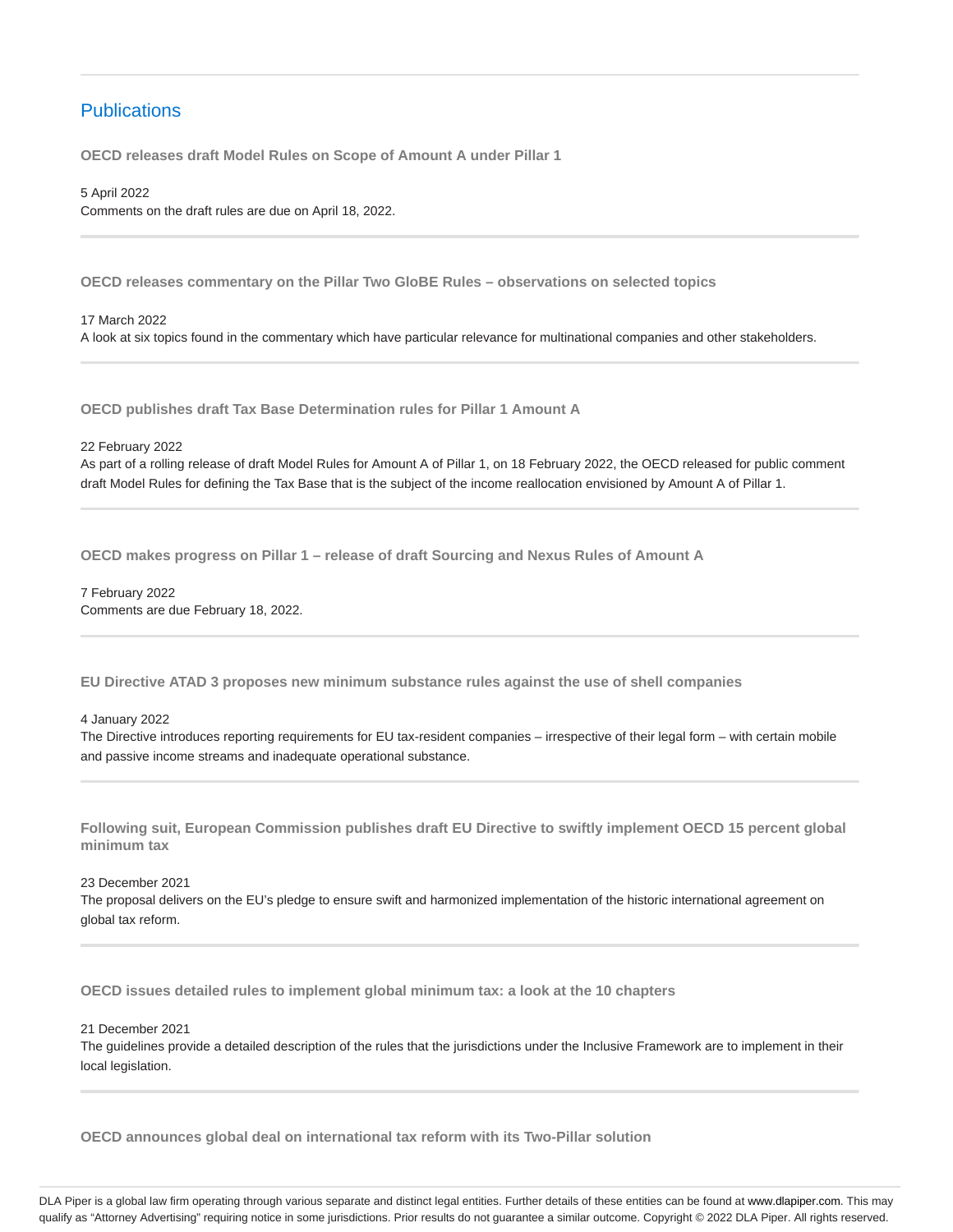## Publications

**OECD releases draft Model Rules on Scope of Amount A under Pillar 1**

5 April 2022
Comments on the draft rules are due on April 18, 2022.

---

**OECD releases commentary on the Pillar Two GloBE Rules – observations on selected topics**

17 March 2022
A look at six topics found in the commentary which have particular relevance for multinational companies and other stakeholders.

---

**OECD publishes draft Tax Base Determination rules for Pillar 1 Amount A**

22 February 2022
As part of a rolling release of draft Model Rules for Amount A of Pillar 1, on 18 February 2022, the OECD released for public comment draft Model Rules for defining the Tax Base that is the subject of the income reallocation envisioned by Amount A of Pillar 1.

---

**OECD makes progress on Pillar 1 – release of draft Sourcing and Nexus Rules of Amount A**

7 February 2022
Comments are due February 18, 2022.

---

**EU Directive ATAD 3 proposes new minimum substance rules against the use of shell companies**

4 January 2022
The Directive introduces reporting requirements for EU tax-resident companies – irrespective of their legal form – with certain mobile and passive income streams and inadequate operational substance.

---

**Following suit, European Commission publishes draft EU Directive to swiftly implement OECD 15 percent global minimum tax**

23 December 2021
The proposal delivers on the EU's pledge to ensure swift and harmonized implementation of the historic international agreement on global tax reform.

---

**OECD issues detailed rules to implement global minimum tax: a look at the 10 chapters**

21 December 2021
The guidelines provide a detailed description of the rules that the jurisdictions under the Inclusive Framework are to implement in their local legislation.

---

**OECD announces global deal on international tax reform with its Two-Pillar solution**

DLA Piper is a global law firm operating through various separate and distinct legal entities. Further details of these entities can be found at www.dlapiper.com. This may qualify as "Attorney Advertising" requiring notice in some jurisdictions. Prior results do not guarantee a similar outcome. Copyright © 2022 DLA Piper. All rights reserved.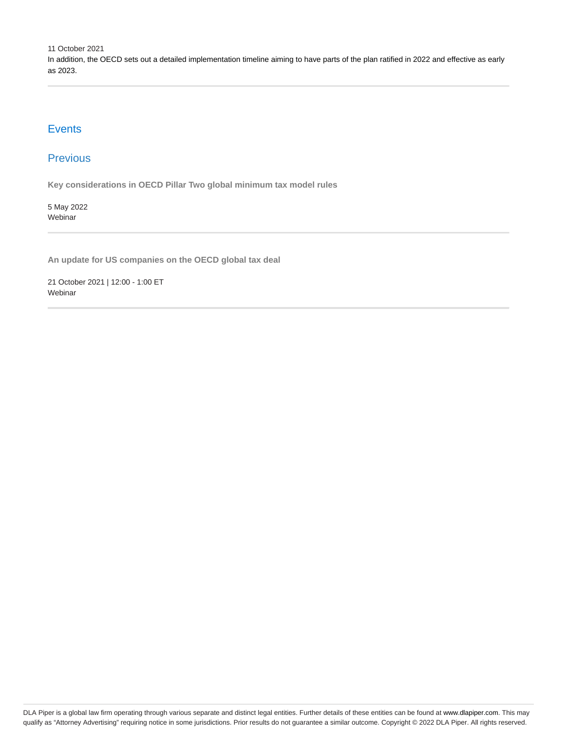11 October 2021

In addition, the OECD sets out a detailed implementation timeline aiming to have parts of the plan ratified in 2022 and effective as early as 2023.

## Events

### Previous

**Key considerations in OECD Pillar Two global minimum tax model rules**

5 May 2022
Webinar

**An update for US companies on the OECD global tax deal**

21 October 2021 | 12:00 - 1:00 ET
Webinar

DLA Piper is a global law firm operating through various separate and distinct legal entities. Further details of these entities can be found at www.dlapiper.com. This may qualify as "Attorney Advertising" requiring notice in some jurisdictions. Prior results do not guarantee a similar outcome. Copyright © 2022 DLA Piper. All rights reserved.